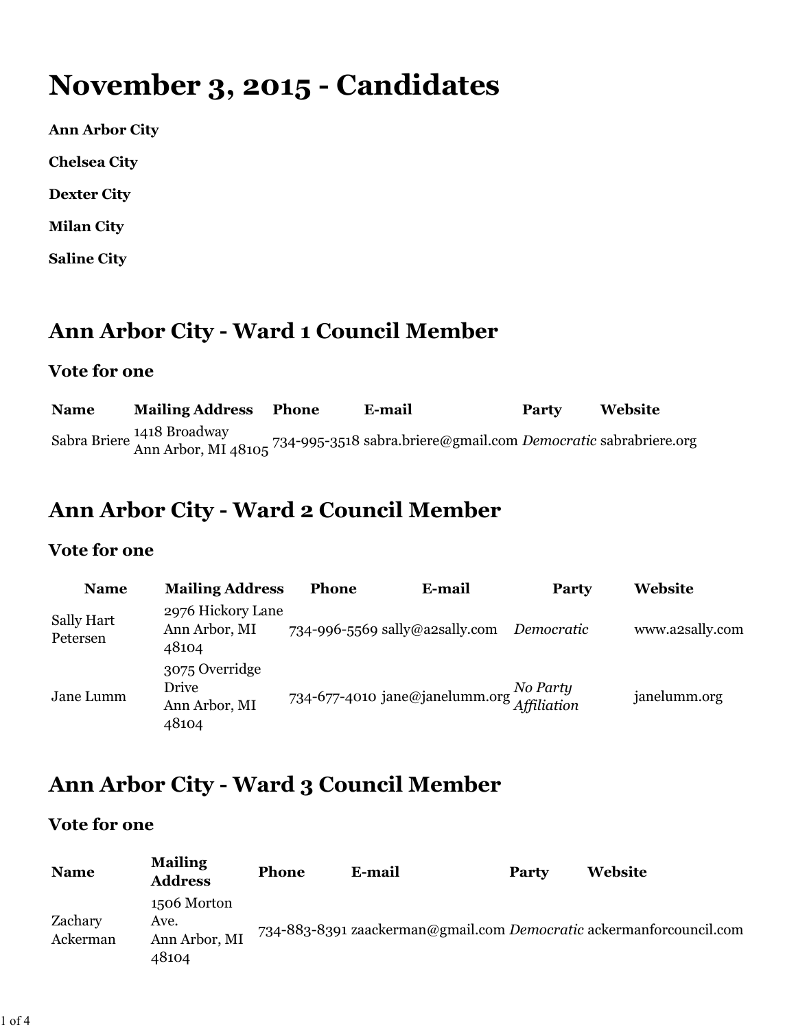# November 3, 2015 - Candidates

**Ann Arbor City**

**Chelsea City**

**Dexter City**

**Milan City**

**Saline City**

## Ann Arbor City - Ward 1 Council Member

### Vote for one

| Name | Mailing Address | Phone | E-mail | Party | Website |
|---|---|---|---|---|---|
| Sabra Briere | 1418 Broadway Ann Arbor, MI 48105 | 734-995-3518 | sabra.briere@gmail.com | *Democratic* | sabrabriere.org |

## Ann Arbor City - Ward 2 Council Member

### Vote for one

| Name | Mailing Address | Phone | E-mail | Party | Website |
|---|---|---|---|---|---|
| Sally Hart Petersen | 2976 Hickory Lane Ann Arbor, MI 48104 | 734-996-5569 | sally@a2sally.com | *Democratic* | www.a2sally.com |
| Jane Lumm | 3075 Overridge Drive Ann Arbor, MI 48104 | 734-677-4010 | jane@janelumm.org | *No Party Affiliation* | janelumm.org |

## Ann Arbor City - Ward 3 Council Member

### Vote for one

| Name | Mailing Address | Phone | E-mail | Party | Website |
|---|---|---|---|---|---|
| Zachary Ackerman | 1506 Morton Ave. Ann Arbor, MI 48104 | 734-883-8391 | zaackerman@gmail.com | *Democratic* | ackermanforcouncil.com |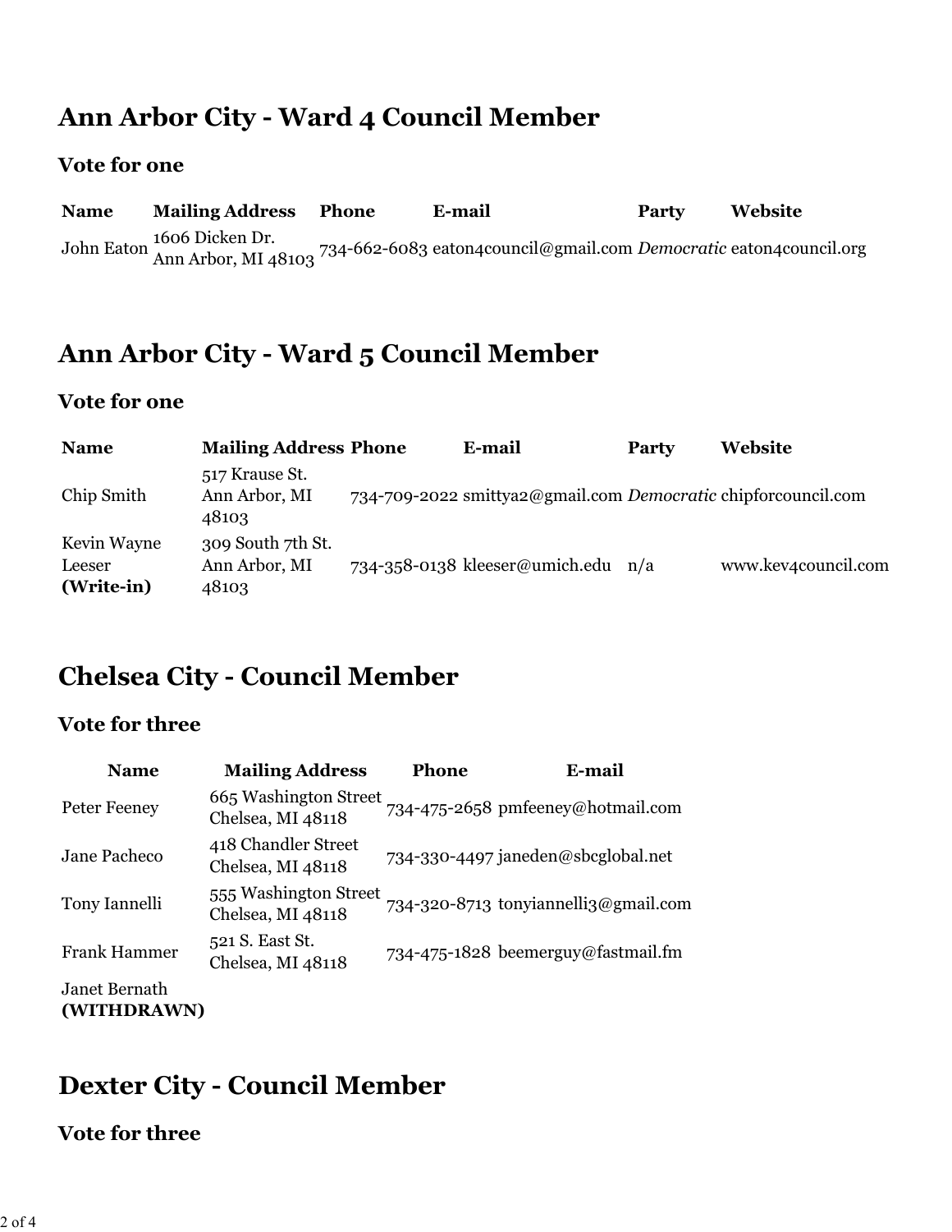## Ann Arbor City - Ward 4 Council Member

### Vote for one

| Name | Mailing Address | Phone | E-mail | Party | Website |
|---|---|---|---|---|---|
| John Eaton | 1606 Dicken Dr. Ann Arbor, MI 48103 | 734-662-6083 | eaton4council@gmail.com | *Democratic* | eaton4council.org |

## Ann Arbor City - Ward 5 Council Member

### Vote for one

| Name | Mailing Address | Phone | E-mail | Party | Website |
|---|---|---|---|---|---|
| Chip Smith | 517 Krause St. Ann Arbor, MI 48103 | 734-709-2022 | smittya2@gmail.com | *Democratic* | chipforcouncil.com |
| Kevin Wayne Leeser **(Write-in)** | 309 South 7th St. Ann Arbor, MI 48103 | 734-358-0138 | kleeser@umich.edu | n/a | www.kev4council.com |

## Chelsea City - Council Member

### Vote for three

| Name | Mailing Address | Phone | E-mail |
|---|---|---|---|
| Peter Feeney | 665 Washington Street Chelsea, MI 48118 | 734-475-2658 | pmfeeney@hotmail.com |
| Jane Pacheco | 418 Chandler Street Chelsea, MI 48118 | 734-330-4497 | janeden@sbcglobal.net |
| Tony Iannelli | 555 Washington Street Chelsea, MI 48118 | 734-320-8713 | tonyiannelli3@gmail.com |
| Frank Hammer | 521 S. East St. Chelsea, MI 48118 | 734-475-1828 | beemerguy@fastmail.fm |
| Janet Bernath **(WITHDRAWN)** | | | |

## Dexter City - Council Member

### Vote for three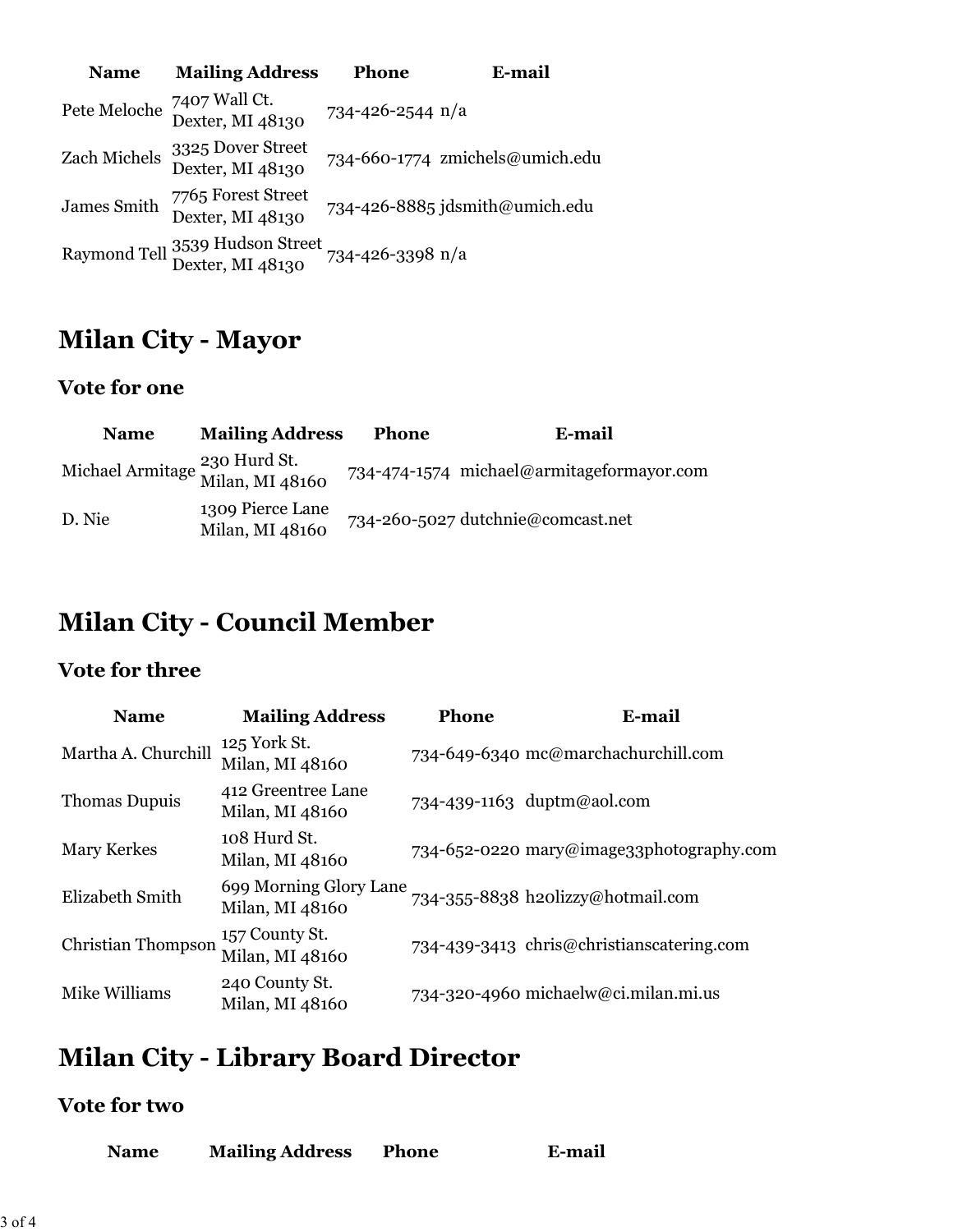| Name | Mailing Address | Phone | E-mail |
| --- | --- | --- | --- |
| Pete Meloche | 7407 Wall Ct. Dexter, MI 48130 | 734-426-2544 | n/a |
| Zach Michels | 3325 Dover Street Dexter, MI 48130 | 734-660-1774 | zmichels@umich.edu |
| James Smith | 7765 Forest Street Dexter, MI 48130 | 734-426-8885 | jdsmith@umich.edu |
| Raymond Tell | 3539 Hudson Street Dexter, MI 48130 | 734-426-3398 | n/a |

# Milan City - Mayor

### Vote for one

| Name | Mailing Address | Phone | E-mail |
| --- | --- | --- | --- |
| Michael Armitage | 230 Hurd St. Milan, MI 48160 | 734-474-1574 | michael@armitageformayor.com |
| D. Nie | 1309 Pierce Lane Milan, MI 48160 | 734-260-5027 | dutchnie@comcast.net |

# Milan City - Council Member

### Vote for three

| Name | Mailing Address | Phone | E-mail |
| --- | --- | --- | --- |
| Martha A. Churchill | 125 York St. Milan, MI 48160 | 734-649-6340 | mc@marchachurchill.com |
| Thomas Dupuis | 412 Greentree Lane Milan, MI 48160 | 734-439-1163 | duptm@aol.com |
| Mary Kerkes | 108 Hurd St. Milan, MI 48160 | 734-652-0220 | mary@image33photography.com |
| Elizabeth Smith | 699 Morning Glory Lane Milan, MI 48160 | 734-355-8838 | h2olizzy@hotmail.com |
| Christian Thompson | 157 County St. Milan, MI 48160 | 734-439-3413 | chris@christianscatering.com |
| Mike Williams | 240 County St. Milan, MI 48160 | 734-320-4960 | michaelw@ci.milan.mi.us |

# Milan City - Library Board Director

### Vote for two

| Name | Mailing Address | Phone | E-mail |
| --- | --- | --- | --- |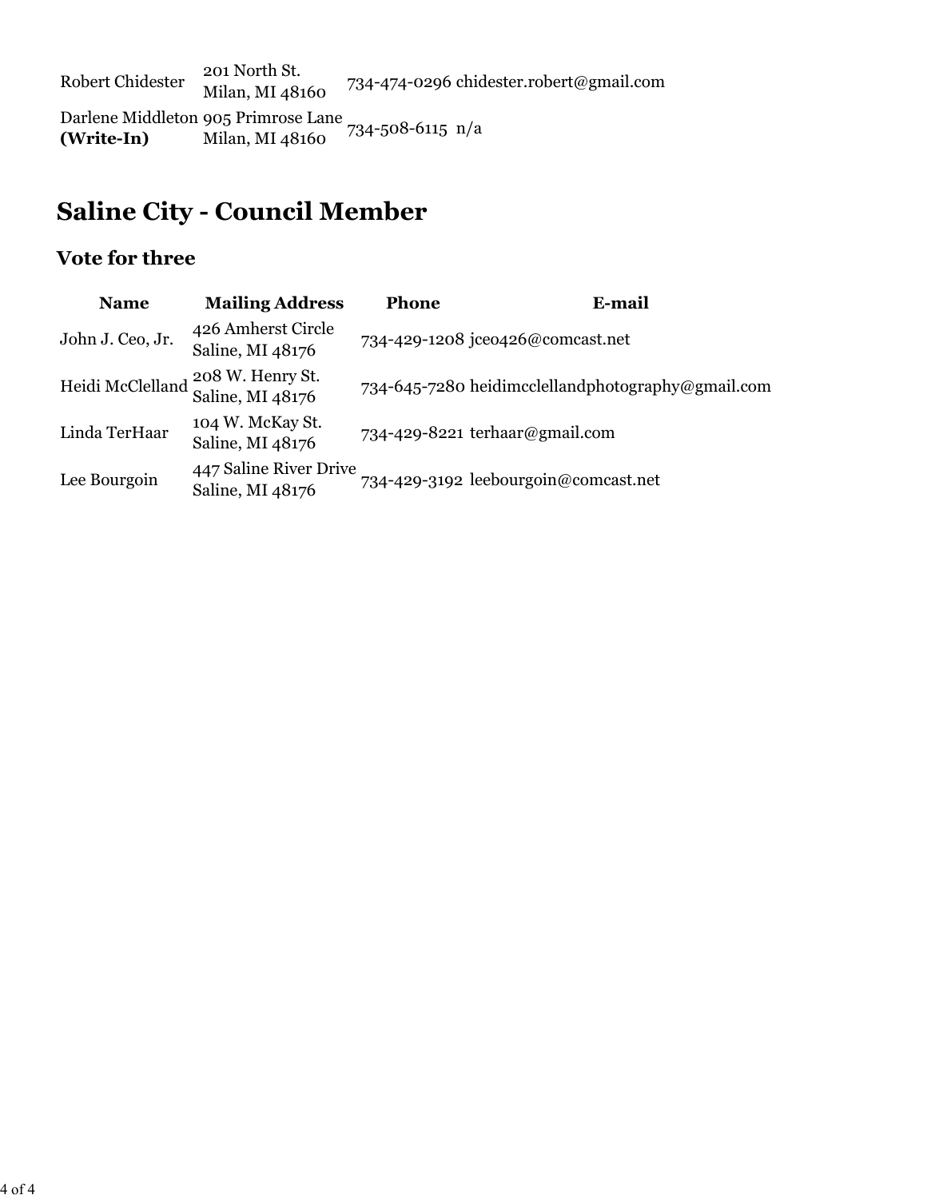| | | | |
|---|---|---|---|
| Robert Chidester | 201 North St. Milan, MI 48160 | 734-474-0296 | chidester.robert@gmail.com |
| Darlene Middleton **(Write-In)** | 905 Primrose Lane Milan, MI 48160 | 734-508-6115 | n/a |

## Saline City - Council Member

### Vote for three

| Name | Mailing Address | Phone | E-mail |
|---|---|---|---|
| John J. Ceo, Jr. | 426 Amherst Circle Saline, MI 48176 | 734-429-1208 | jceo426@comcast.net |
| Heidi McClelland | 208 W. Henry St. Saline, MI 48176 | 734-645-7280 | heidimcclellandphotography@gmail.com |
| Linda TerHaar | 104 W. McKay St. Saline, MI 48176 | 734-429-8221 | terhaar@gmail.com |
| Lee Bourgoin | 447 Saline River Drive Saline, MI 48176 | 734-429-3192 | leebourgoin@comcast.net |